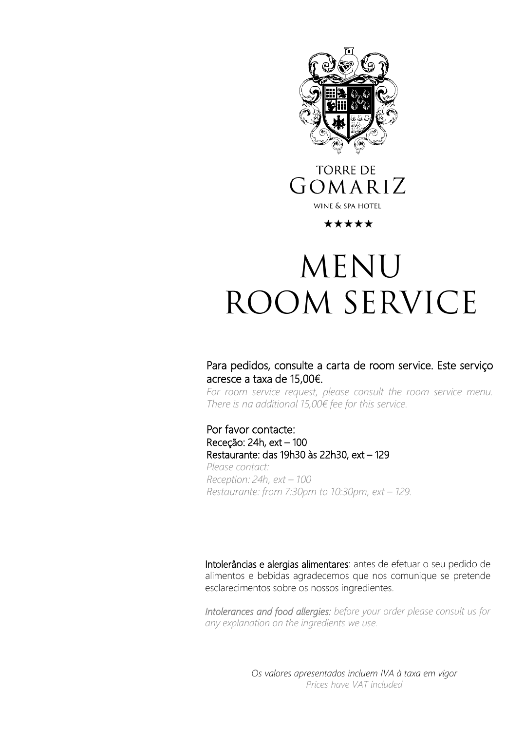TORRE DE
GOMARIZ
WINE & SPA HOTEL
★★★★★

# MENU
# ROOM SERVICE

Para pedidos, consulte a carta de room service. Este serviço acresce a taxa de 15,00€.

*For room service request, please consult the room service menu. There is na additional 15,00€ fee for this service.*

Por favor contacte:
Receção: 24h, ext – 100
Restaurante: das 19h30 às 22h30, ext – 129

*Please contact:*
*Reception: 24h, ext – 100*
*Restaurante: from 7:30pm to 10:30pm, ext – 129.*

Intolerâncias e alergias alimentares: antes de efetuar o seu pedido de alimentos e bebidas agradecemos que nos comunique se pretende esclarecimentos sobre os nossos ingredientes.

*Intolerances and food allergies: before your order please consult us for any explanation on the ingredients we use.*

*Os valores apresentados incluem IVA à taxa em vigor*
*Prices have VAT included*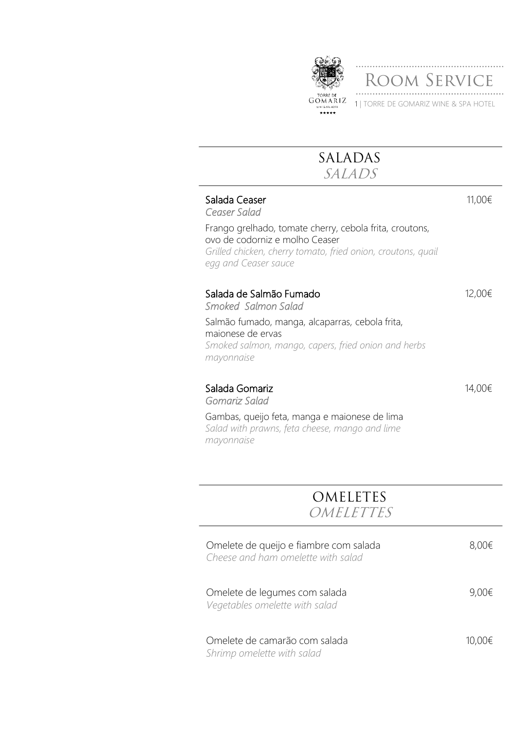# Room Service

## SALADAS
## *SALADS*

**Salada Ceaser** — 11,00€
*Ceaser Salad*

Frango grelhado, tomate cherry, cebola frita, croutons, ovo de codorniz e molho Ceaser
*Grilled chicken, cherry tomato, fried onion, croutons, quail egg and Ceaser sauce*

**Salada de Salmão Fumado** — 12,00€
*Smoked Salmon Salad*

Salmão fumado, manga, alcaparras, cebola frita, maionese de ervas
*Smoked salmon, mango, capers, fried onion and herbs mayonnaise*

**Salada Gomariz** — 14,00€
*Gomariz Salad*

Gambas, queijo feta, manga e maionese de lima
*Salad with prawns, feta cheese, mango and lime mayonnaise*

## OMELETES
## *OMELETTES*

Omelete de queijo e fiambre com salada — 8,00€
*Cheese and ham omelette with salad*

Omelete de legumes com salada — 9,00€
*Vegetables omelette with salad*

Omelete de camarão com salada — 10,00€
*Shrimp omelette with salad*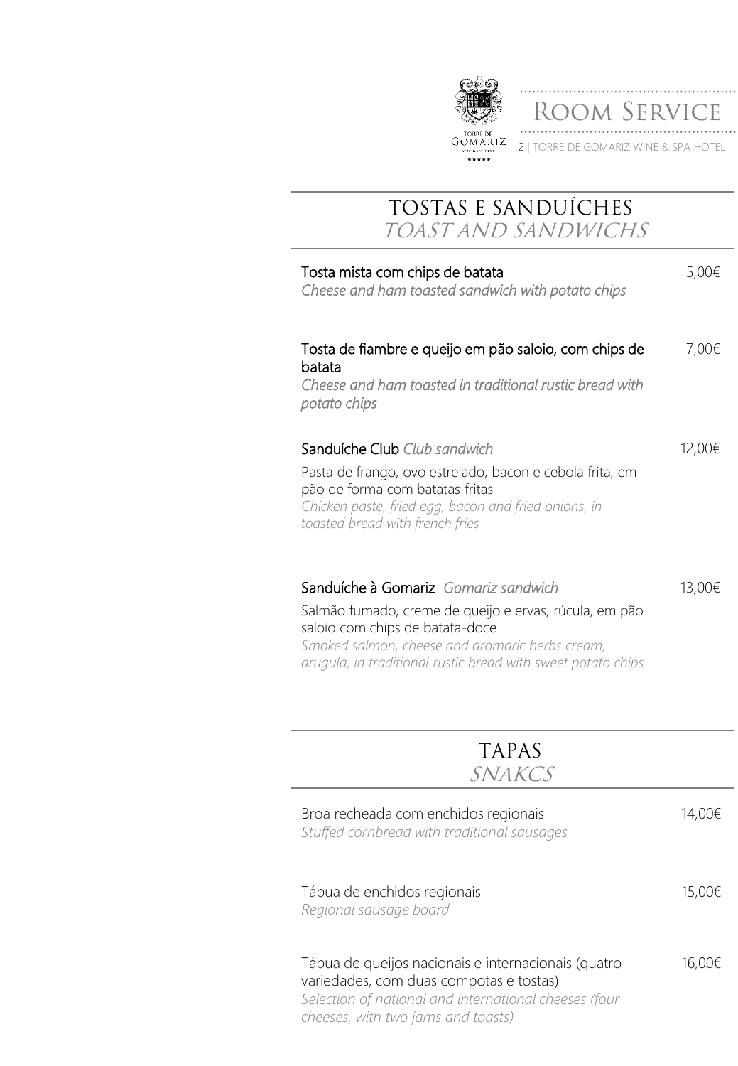## TOSTAS E SANDUÍCHES
## *TOAST AND SANDWICHS*

**Tosta mista com chips de batata** — 5,00€
*Cheese and ham toasted sandwich with potato chips*

**Tosta de fiambre e queijo em pão saloio, com chips de batata** — 7,00€
*Cheese and ham toasted in traditional rustic bread with potato chips*

**Sanduíche Club** *Club sandwich* — 12,00€
Pasta de frango, ovo estrelado, bacon e cebola frita, em pão de forma com batatas fritas
*Chicken paste, fried egg, bacon and fried onions, in toasted bread with french fries*

**Sanduíche à Gomariz** *Gomariz sandwich* — 13,00€
Salmão fumado, creme de queijo e ervas, rúcula, em pão saloio com chips de batata-doce
*Smoked salmon, cheese and aromaric herbs cream, arugula, in traditional rustic bread with sweet potato chips*

## TAPAS
## *SNAKCS*

Broa recheada com enchidos regionais — 14,00€
*Stuffed cornbread with traditional sausages*

Tábua de enchidos regionais — 15,00€
*Regional sausage board*

Tábua de queijos nacionais e internacionais (quatro variedades, com duas compotas e tostas) — 16,00€
*Selection of national and international cheeses (four cheeses, with two jams and toasts)*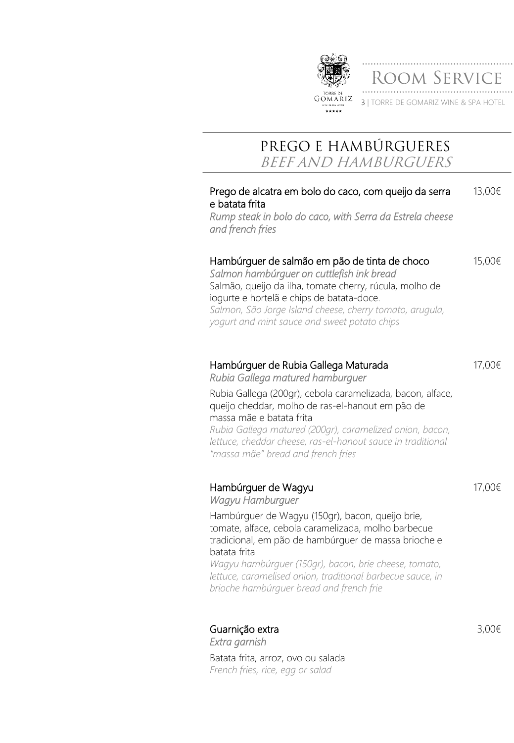## PREGO E HAMBÚRGUERES
## *BEEF AND HAMBURGUERS*

**Prego de alcatra em bolo do caco, com queijo da serra e batata frita** — 13,00€
*Rump steak in bolo do caco, with Serra da Estrela cheese and french fries*

**Hambúrguer de salmão em pão de tinta de choco** — 15,00€
*Salmon hambúrguer on cuttlefish ink bread*
Salmão, queijo da ilha, tomate cherry, rúcula, molho de iogurte e hortelã e chips de batata-doce.
*Salmon, São Jorge Island cheese, cherry tomato, arugula, yogurt and mint sauce and sweet potato chips*

**Hambúrguer de Rubia Gallega Maturada** — 17,00€
*Rubia Gallega matured hamburguer*
Rubia Gallega (200gr), cebola caramelizada, bacon, alface, queijo cheddar, molho de ras-el-hanout em pão de massa mãe e batata frita
*Rubia Gallega matured (200gr), caramelized onion, bacon, lettuce, cheddar cheese, ras-el-hanout sauce in traditional "massa mãe" bread and french fries*

**Hambúrguer de Wagyu** — 17,00€
*Wagyu Hamburguer*
Hambúrguer de Wagyu (150gr), bacon, queijo brie, tomate, alface, cebola caramelizada, molho barbecue tradicional, em pão de hambúrguer de massa brioche e batata frita
*Wagyu hambúrguer (150gr), bacon, brie cheese, tomato, lettuce, caramelised onion, traditional barbecue sauce, in brioche hambúrguer bread and french frie*

**Guarnição extra** — 3,00€
*Extra garnish*
Batata frita, arroz, ovo ou salada
*French fries, rice, egg or salad*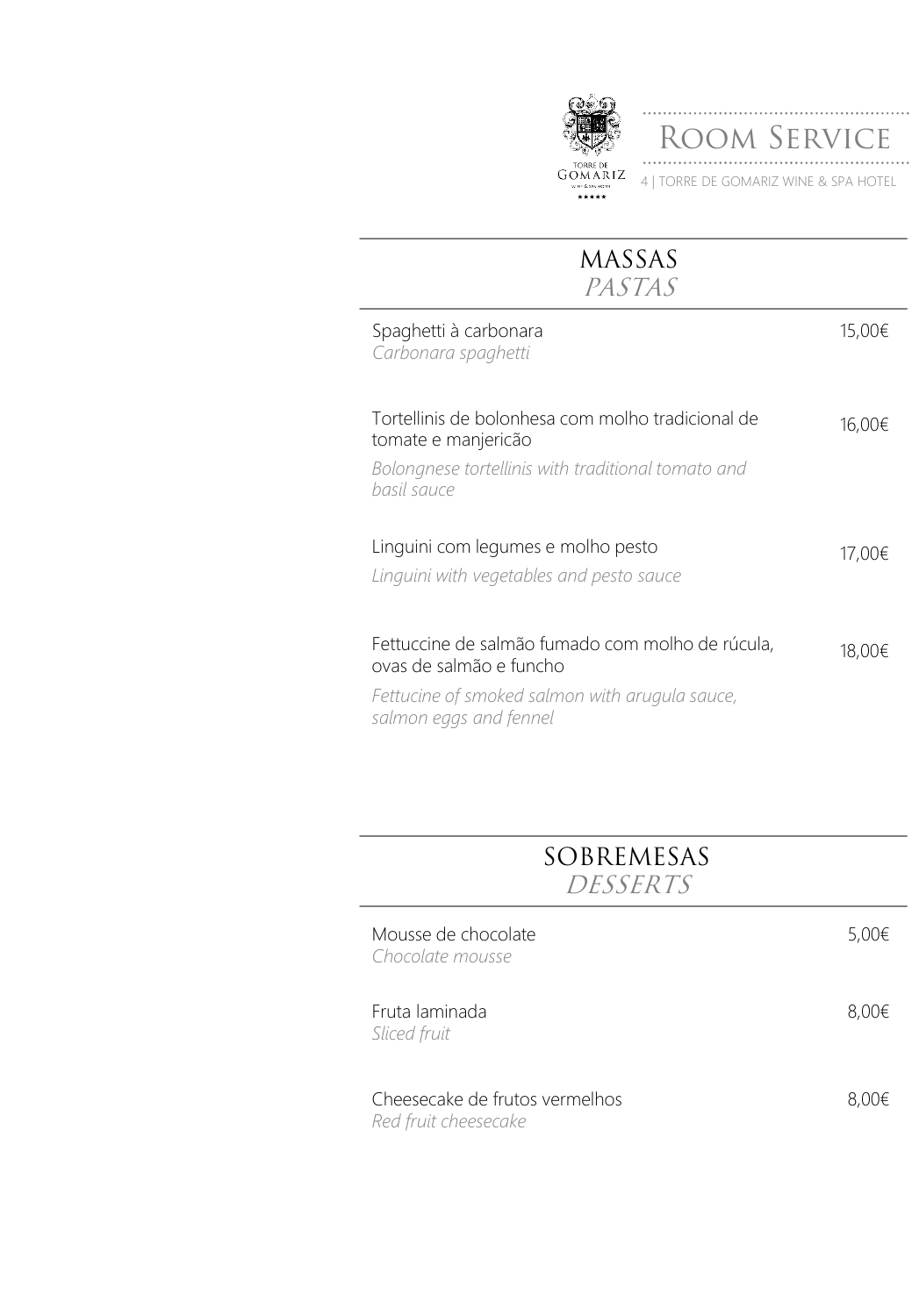## MASSAS
## *PASTAS*

Spaghetti à carbonara — 15,00€
*Carbonara spaghetti*

Tortellinis de bolonhesa com molho tradicional de tomate e manjericão — 16,00€
*Bolongnese tortellinis with traditional tomato and basil sauce*

Linguini com legumes e molho pesto — 17,00€
*Linguini with vegetables and pesto sauce*

Fettuccine de salmão fumado com molho de rúcula, ovas de salmão e funcho — 18,00€
*Fettucine of smoked salmon with arugula sauce, salmon eggs and fennel*

## SOBREMESAS
## *DESSERTS*

Mousse de chocolate — 5,00€
*Chocolate mousse*

Fruta laminada — 8,00€
*Sliced fruit*

Cheesecake de frutos vermelhos — 8,00€
*Red fruit cheesecake*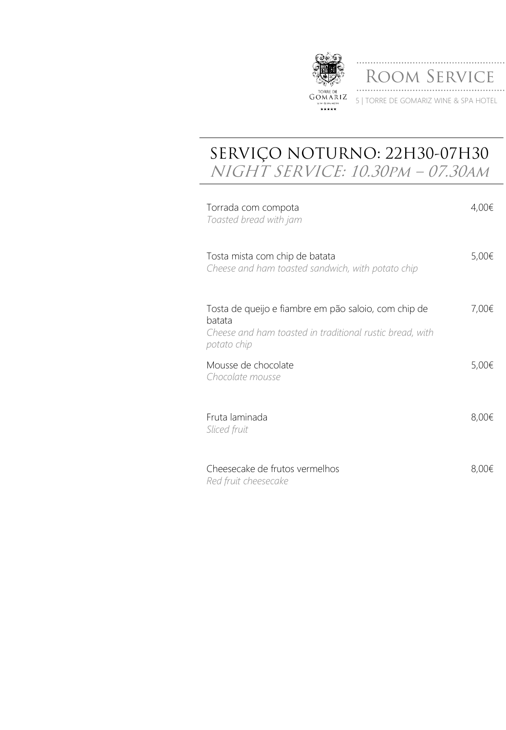# Room Service

# SERVIÇO NOTURNO: 22H30-07H30
## *NIGHT SERVICE: 10.30PM – 07.30AM*

Torrada com compota — 4,00€
*Toasted bread with jam*

Tosta mista com chip de batata — 5,00€
*Cheese and ham toasted sandwich, with potato chip*

Tosta de queijo e fiambre em pão saloio, com chip de batata — 7,00€
*Cheese and ham toasted in traditional rustic bread, with potato chip*

Mousse de chocolate — 5,00€
*Chocolate mousse*

Fruta laminada — 8,00€
*Sliced fruit*

Cheesecake de frutos vermelhos — 8,00€
*Red fruit cheesecake*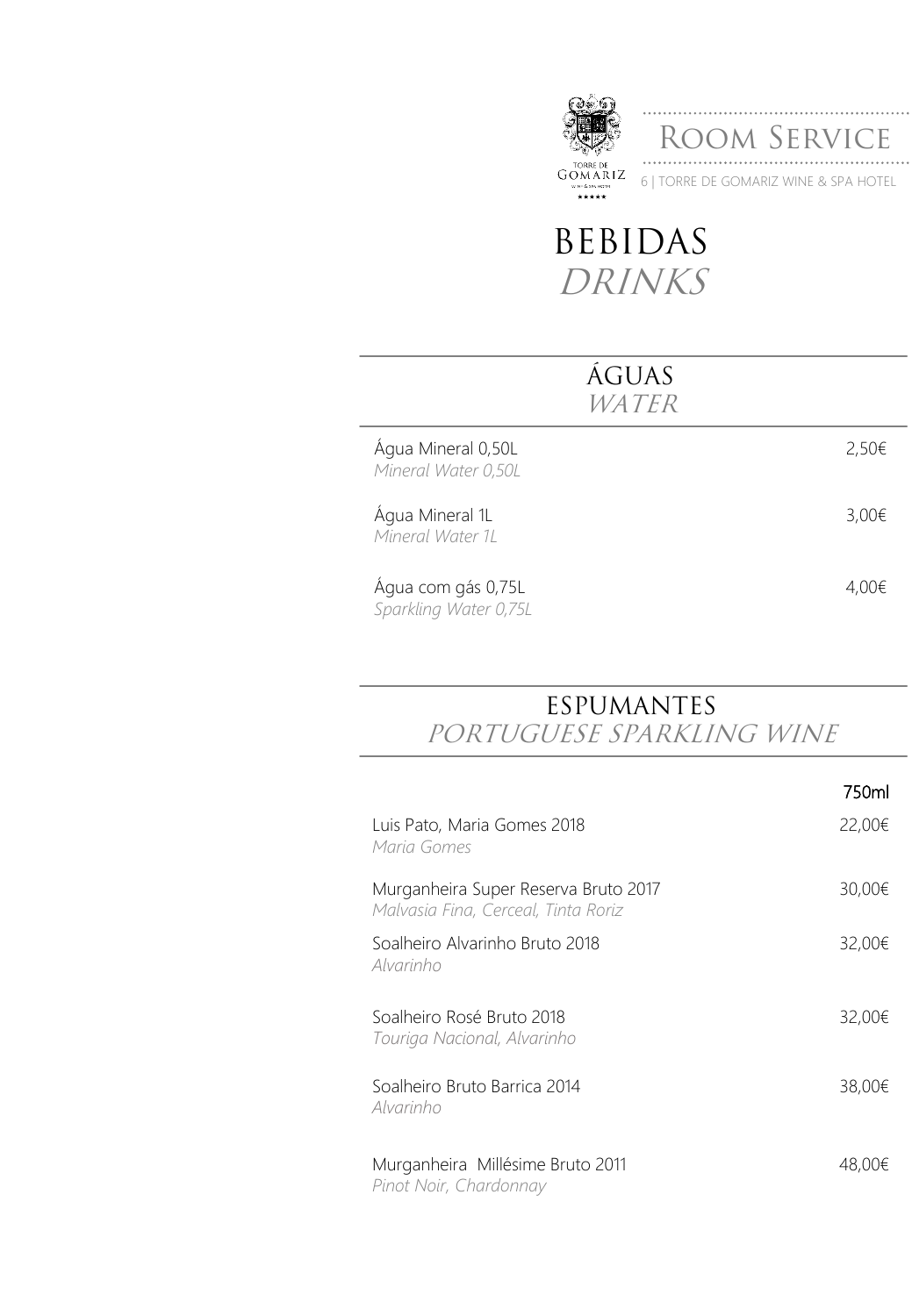# BEBIDAS
# *DRINKS*

## ÁGUAS
## *WATER*

| | |
|---|---|
| Água Mineral 0,50L<br>*Mineral Water 0,50L* | 2,50€ |
| Água Mineral 1L<br>*Mineral Water 1L* | 3,00€ |
| Água com gás 0,75L<br>*Sparkling Water 0,75L* | 4,00€ |

## ESPUMANTES
## *PORTUGUESE SPARKLING WINE*

| | 750ml |
|---|---|
| Luis Pato, Maria Gomes 2018<br>*Maria Gomes* | 22,00€ |
| Murganheira Super Reserva Bruto 2017<br>*Malvasia Fina, Cerceal, Tinta Roriz* | 30,00€ |
| Soalheiro Alvarinho Bruto 2018<br>*Alvarinho* | 32,00€ |
| Soalheiro Rosé Bruto 2018<br>*Touriga Nacional, Alvarinho* | 32,00€ |
| Soalheiro Bruto Barrica 2014<br>*Alvarinho* | 38,00€ |
| Murganheira Millésime Bruto 2011<br>*Pinot Noir, Chardonnay* | 48,00€ |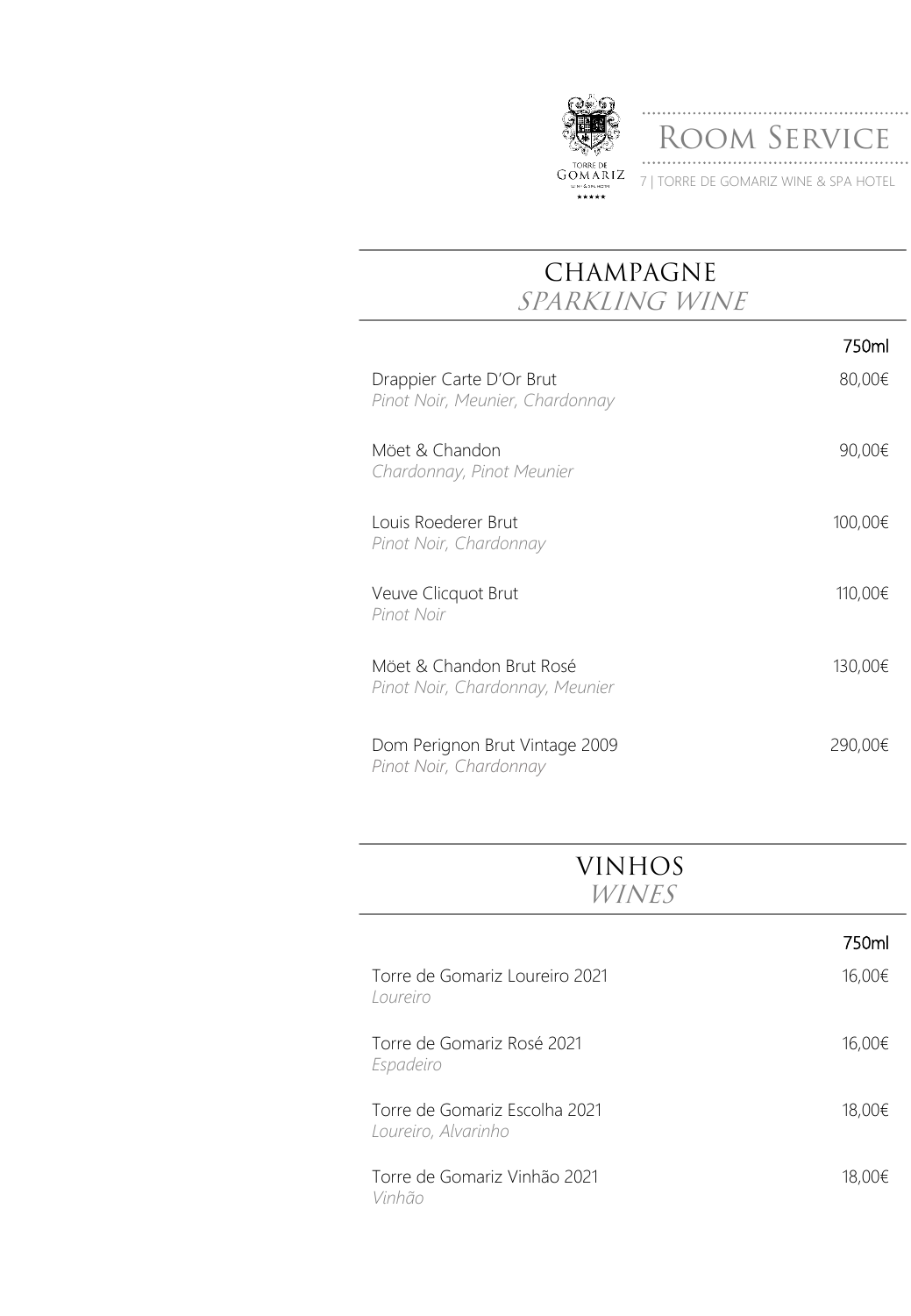## CHAMPAGNE
## *SPARKLING WINE*

| | 750ml |
|---|---|
| Drappier Carte D'Or Brut<br>*Pinot Noir, Meunier, Chardonnay* | 80,00€ |
| Möet & Chandon<br>*Chardonnay, Pinot Meunier* | 90,00€ |
| Louis Roederer Brut<br>*Pinot Noir, Chardonnay* | 100,00€ |
| Veuve Clicquot Brut<br>*Pinot Noir* | 110,00€ |
| Möet & Chandon Brut Rosé<br>*Pinot Noir, Chardonnay, Meunier* | 130,00€ |
| Dom Perignon Brut Vintage 2009<br>*Pinot Noir, Chardonnay* | 290,00€ |

## VINHOS
## *WINES*

| | 750ml |
|---|---|
| Torre de Gomariz Loureiro 2021<br>*Loureiro* | 16,00€ |
| Torre de Gomariz Rosé 2021<br>*Espadeiro* | 16,00€ |
| Torre de Gomariz Escolha 2021<br>*Loureiro, Alvarinho* | 18,00€ |
| Torre de Gomariz Vinhão 2021<br>*Vinhão* | 18,00€ |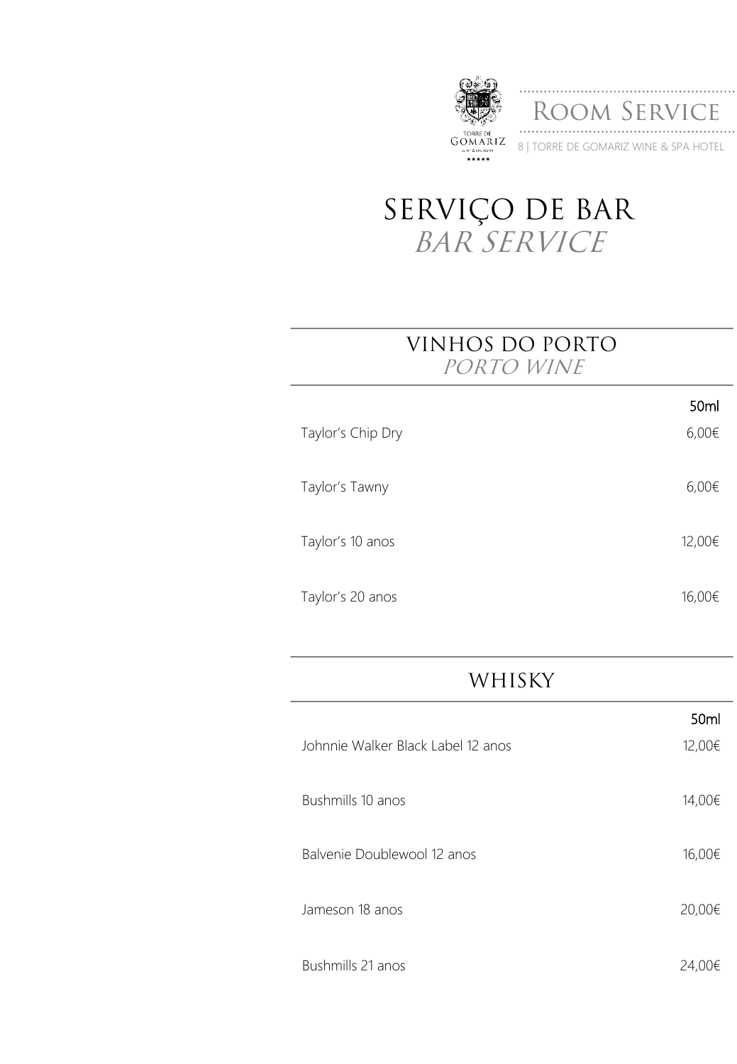# SERVIÇO DE BAR
*BAR SERVICE*

## VINHOS DO PORTO
*PORTO WINE*

| | 50ml |
|---|---|
| Taylor's Chip Dry | 6,00€ |
| Taylor's Tawny | 6,00€ |
| Taylor's 10 anos | 12,00€ |
| Taylor's 20 anos | 16,00€ |

## WHISKY

| | 50ml |
|---|---|
| Johnnie Walker Black Label 12 anos | 12,00€ |
| Bushmills 10 anos | 14,00€ |
| Balvenie Doublewool 12 anos | 16,00€ |
| Jameson 18 anos | 20,00€ |
| Bushmills 21 anos | 24,00€ |